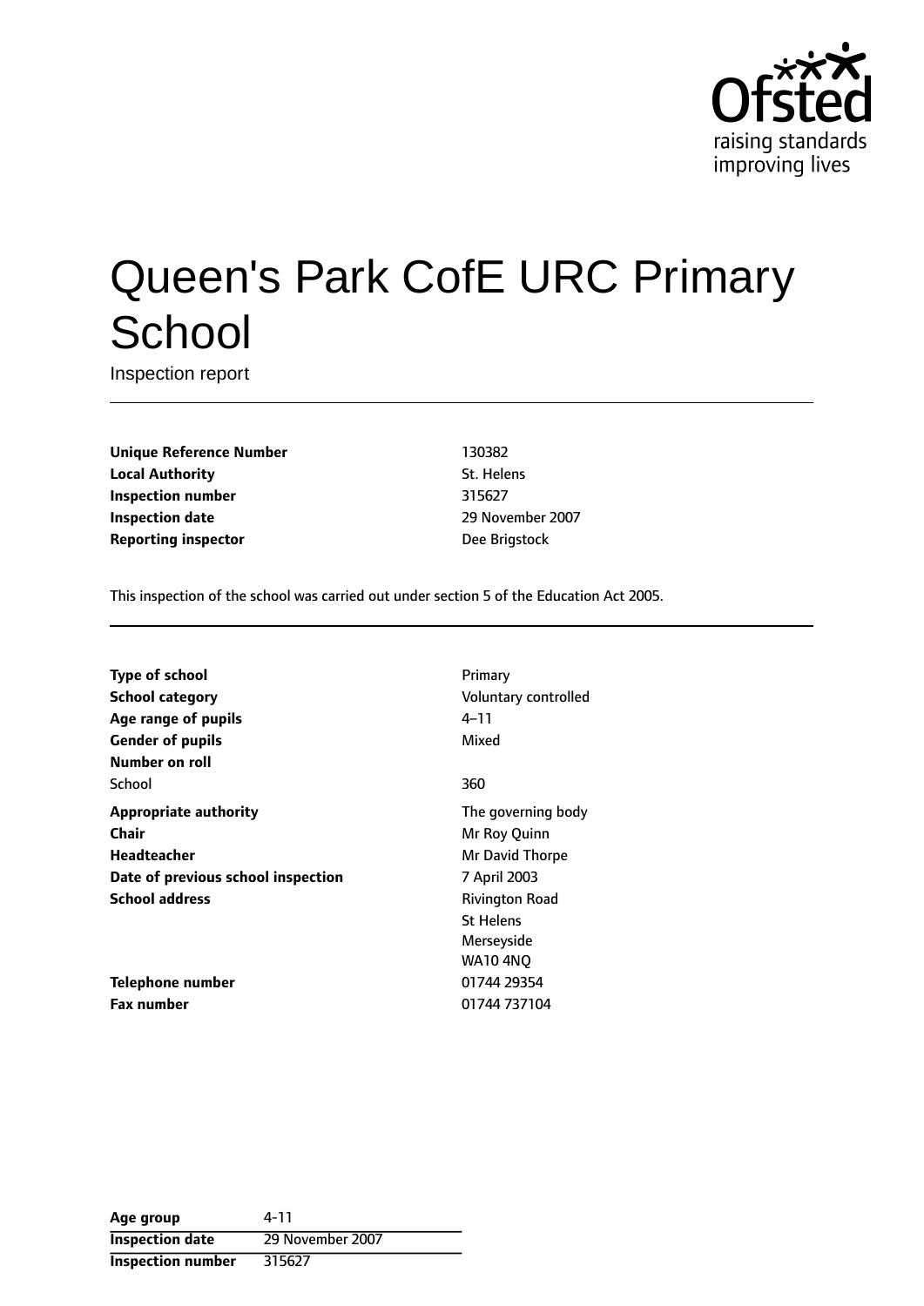# Queen's Park CofE URC Primary School

Inspection report

| | |
|---|---|
| **Unique Reference Number** | 130382 |
| **Local Authority** | St. Helens |
| **Inspection number** | 315627 |
| **Inspection date** | 29 November 2007 |
| **Reporting inspector** | Dee Brigstock |

This inspection of the school was carried out under section 5 of the Education Act 2005.

| | |
|---|---|
| **Type of school** | Primary |
| **School category** | Voluntary controlled |
| **Age range of pupils** | 4–11 |
| **Gender of pupils** | Mixed |
| **Number on roll** | |
| School | 360 |
| **Appropriate authority** | The governing body |
| **Chair** | Mr Roy Quinn |
| **Headteacher** | Mr David Thorpe |
| **Date of previous school inspection** | 7 April 2003 |
| **School address** | Rivington Road<br>St Helens<br>Merseyside<br>WA10 4NQ |
| **Telephone number** | 01744 29354 |
| **Fax number** | 01744 737104 |

| | |
|---|---|
| **Age group** | 4-11 |
| **Inspection date** | 29 November 2007 |
| **Inspection number** | 315627 |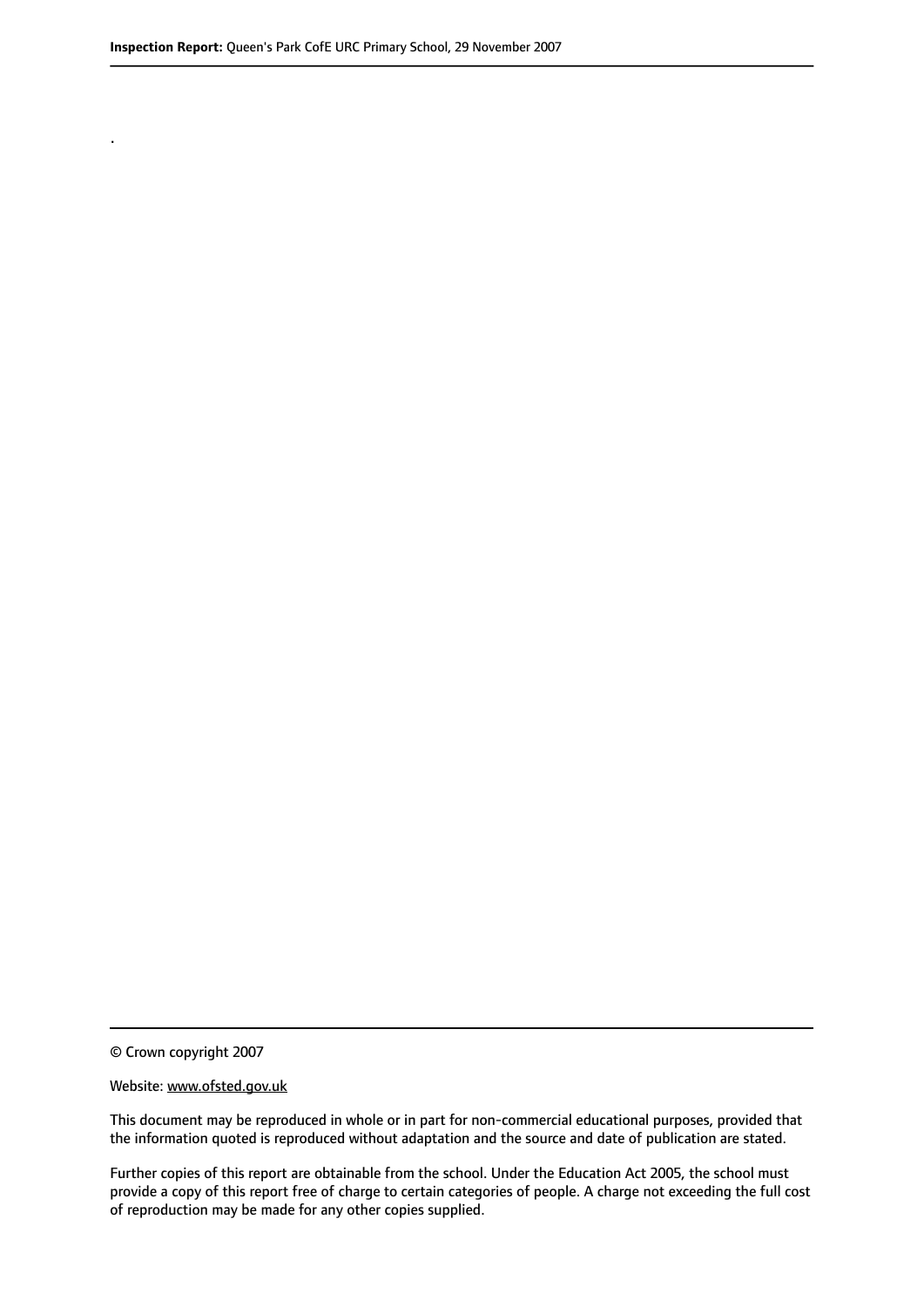.

© Crown copyright 2007

Website: www.ofsted.gov.uk

This document may be reproduced in whole or in part for non-commercial educational purposes, provided that the information quoted is reproduced without adaptation and the source and date of publication are stated.

Further copies of this report are obtainable from the school. Under the Education Act 2005, the school must provide a copy of this report free of charge to certain categories of people. A charge not exceeding the full cost of reproduction may be made for any other copies supplied.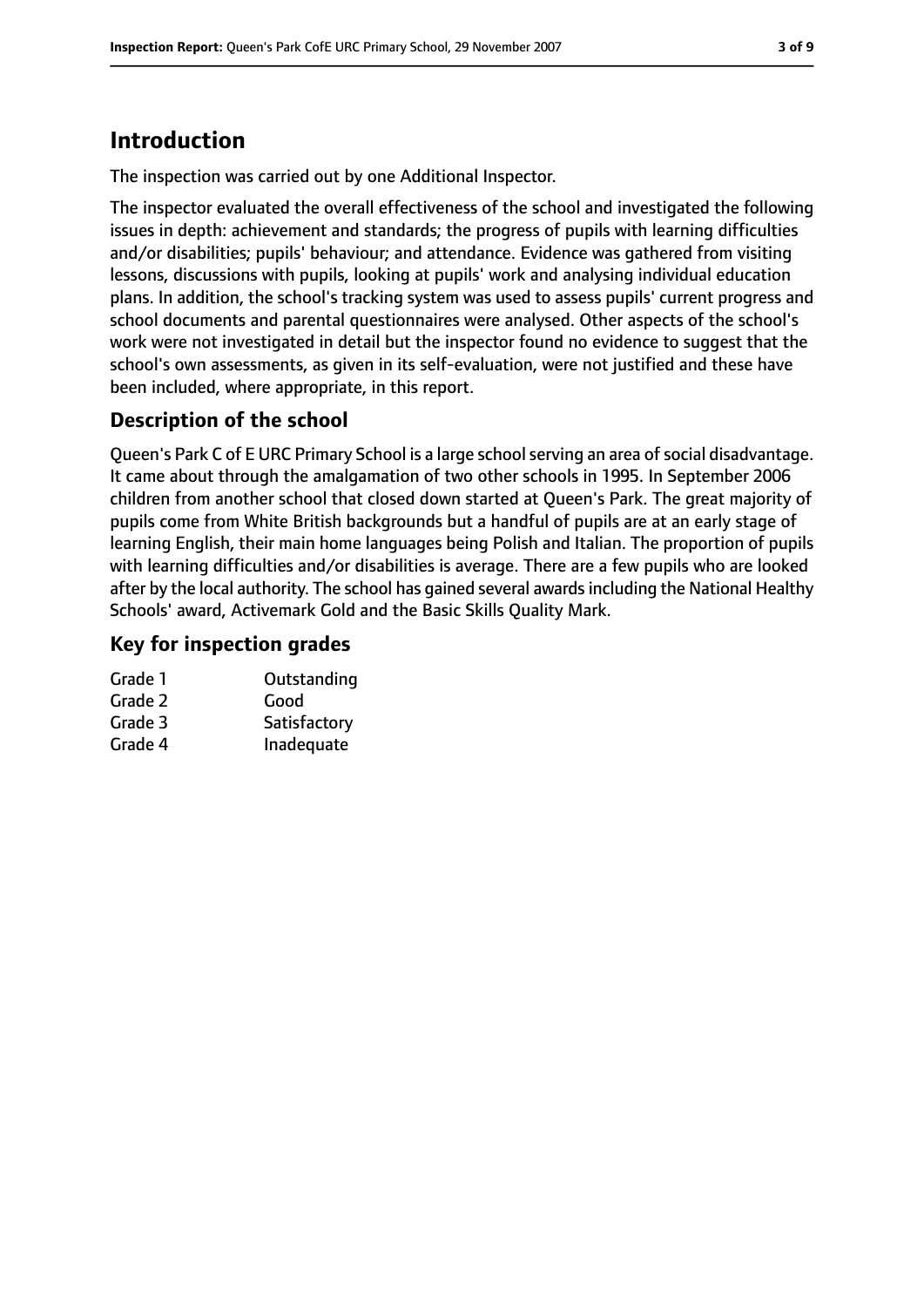# Introduction

The inspection was carried out by one Additional Inspector.

The inspector evaluated the overall effectiveness of the school and investigated the following issues in depth: achievement and standards; the progress of pupils with learning difficulties and/or disabilities; pupils' behaviour; and attendance. Evidence was gathered from visiting lessons, discussions with pupils, looking at pupils' work and analysing individual education plans. In addition, the school's tracking system was used to assess pupils' current progress and school documents and parental questionnaires were analysed. Other aspects of the school's work were not investigated in detail but the inspector found no evidence to suggest that the school's own assessments, as given in its self-evaluation, were not justified and these have been included, where appropriate, in this report.

## Description of the school

Queen's Park C of E URC Primary School is a large school serving an area of social disadvantage. It came about through the amalgamation of two other schools in 1995. In September 2006 children from another school that closed down started at Queen's Park. The great majority of pupils come from White British backgrounds but a handful of pupils are at an early stage of learning English, their main home languages being Polish and Italian. The proportion of pupils with learning difficulties and/or disabilities is average. There are a few pupils who are looked after by the local authority. The school has gained several awards including the National Healthy Schools' award, Activemark Gold and the Basic Skills Quality Mark.

## Key for inspection grades

| | |
|---|---|
| Grade 1 | Outstanding |
| Grade 2 | Good |
| Grade 3 | Satisfactory |
| Grade 4 | Inadequate |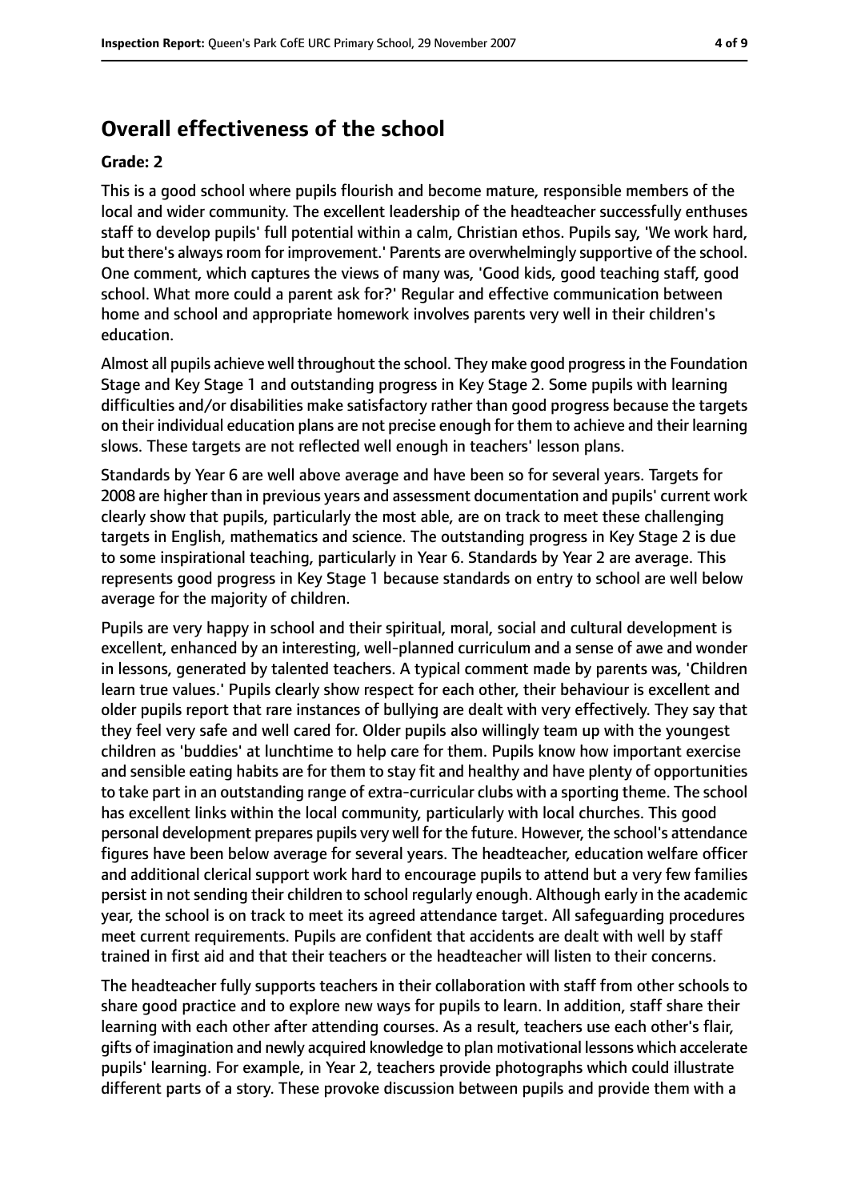## Overall effectiveness of the school

**Grade: 2**

This is a good school where pupils flourish and become mature, responsible members of the local and wider community. The excellent leadership of the headteacher successfully enthuses staff to develop pupils' full potential within a calm, Christian ethos. Pupils say, 'We work hard, but there's always room for improvement.' Parents are overwhelmingly supportive of the school. One comment, which captures the views of many was, 'Good kids, good teaching staff, good school. What more could a parent ask for?' Regular and effective communication between home and school and appropriate homework involves parents very well in their children's education.

Almost all pupils achieve well throughout the school. They make good progress in the Foundation Stage and Key Stage 1 and outstanding progress in Key Stage 2. Some pupils with learning difficulties and/or disabilities make satisfactory rather than good progress because the targets on their individual education plans are not precise enough for them to achieve and their learning slows. These targets are not reflected well enough in teachers' lesson plans.

Standards by Year 6 are well above average and have been so for several years. Targets for 2008 are higher than in previous years and assessment documentation and pupils' current work clearly show that pupils, particularly the most able, are on track to meet these challenging targets in English, mathematics and science. The outstanding progress in Key Stage 2 is due to some inspirational teaching, particularly in Year 6. Standards by Year 2 are average. This represents good progress in Key Stage 1 because standards on entry to school are well below average for the majority of children.

Pupils are very happy in school and their spiritual, moral, social and cultural development is excellent, enhanced by an interesting, well-planned curriculum and a sense of awe and wonder in lessons, generated by talented teachers. A typical comment made by parents was, 'Children learn true values.' Pupils clearly show respect for each other, their behaviour is excellent and older pupils report that rare instances of bullying are dealt with very effectively. They say that they feel very safe and well cared for. Older pupils also willingly team up with the youngest children as 'buddies' at lunchtime to help care for them. Pupils know how important exercise and sensible eating habits are for them to stay fit and healthy and have plenty of opportunities to take part in an outstanding range of extra-curricular clubs with a sporting theme. The school has excellent links within the local community, particularly with local churches. This good personal development prepares pupils very well for the future. However, the school's attendance figures have been below average for several years. The headteacher, education welfare officer and additional clerical support work hard to encourage pupils to attend but a very few families persist in not sending their children to school regularly enough. Although early in the academic year, the school is on track to meet its agreed attendance target. All safeguarding procedures meet current requirements. Pupils are confident that accidents are dealt with well by staff trained in first aid and that their teachers or the headteacher will listen to their concerns.

The headteacher fully supports teachers in their collaboration with staff from other schools to share good practice and to explore new ways for pupils to learn. In addition, staff share their learning with each other after attending courses. As a result, teachers use each other's flair, gifts of imagination and newly acquired knowledge to plan motivational lessons which accelerate pupils' learning. For example, in Year 2, teachers provide photographs which could illustrate different parts of a story. These provoke discussion between pupils and provide them with a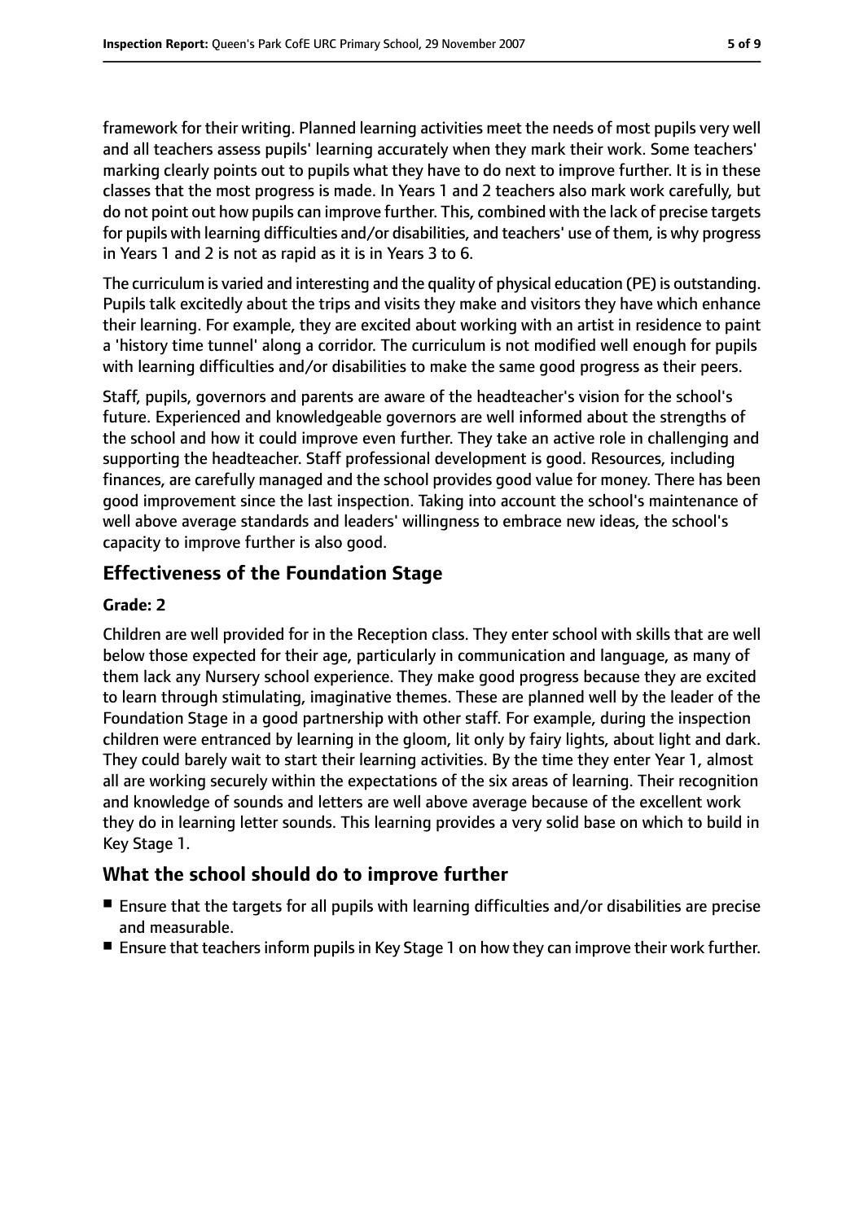framework for their writing. Planned learning activities meet the needs of most pupils very well and all teachers assess pupils' learning accurately when they mark their work. Some teachers' marking clearly points out to pupils what they have to do next to improve further. It is in these classes that the most progress is made. In Years 1 and 2 teachers also mark work carefully, but do not point out how pupils can improve further. This, combined with the lack of precise targets for pupils with learning difficulties and/or disabilities, and teachers' use of them, is why progress in Years 1 and 2 is not as rapid as it is in Years 3 to 6.

The curriculum is varied and interesting and the quality of physical education (PE) is outstanding. Pupils talk excitedly about the trips and visits they make and visitors they have which enhance their learning. For example, they are excited about working with an artist in residence to paint a 'history time tunnel' along a corridor. The curriculum is not modified well enough for pupils with learning difficulties and/or disabilities to make the same good progress as their peers.

Staff, pupils, governors and parents are aware of the headteacher's vision for the school's future. Experienced and knowledgeable governors are well informed about the strengths of the school and how it could improve even further. They take an active role in challenging and supporting the headteacher. Staff professional development is good. Resources, including finances, are carefully managed and the school provides good value for money. There has been good improvement since the last inspection. Taking into account the school's maintenance of well above average standards and leaders' willingness to embrace new ideas, the school's capacity to improve further is also good.

## Effectiveness of the Foundation Stage

**Grade: 2**

Children are well provided for in the Reception class. They enter school with skills that are well below those expected for their age, particularly in communication and language, as many of them lack any Nursery school experience. They make good progress because they are excited to learn through stimulating, imaginative themes. These are planned well by the leader of the Foundation Stage in a good partnership with other staff. For example, during the inspection children were entranced by learning in the gloom, lit only by fairy lights, about light and dark. They could barely wait to start their learning activities. By the time they enter Year 1, almost all are working securely within the expectations of the six areas of learning. Their recognition and knowledge of sounds and letters are well above average because of the excellent work they do in learning letter sounds. This learning provides a very solid base on which to build in Key Stage 1.

## What the school should do to improve further

- Ensure that the targets for all pupils with learning difficulties and/or disabilities are precise and measurable.
- Ensure that teachers inform pupils in Key Stage 1 on how they can improve their work further.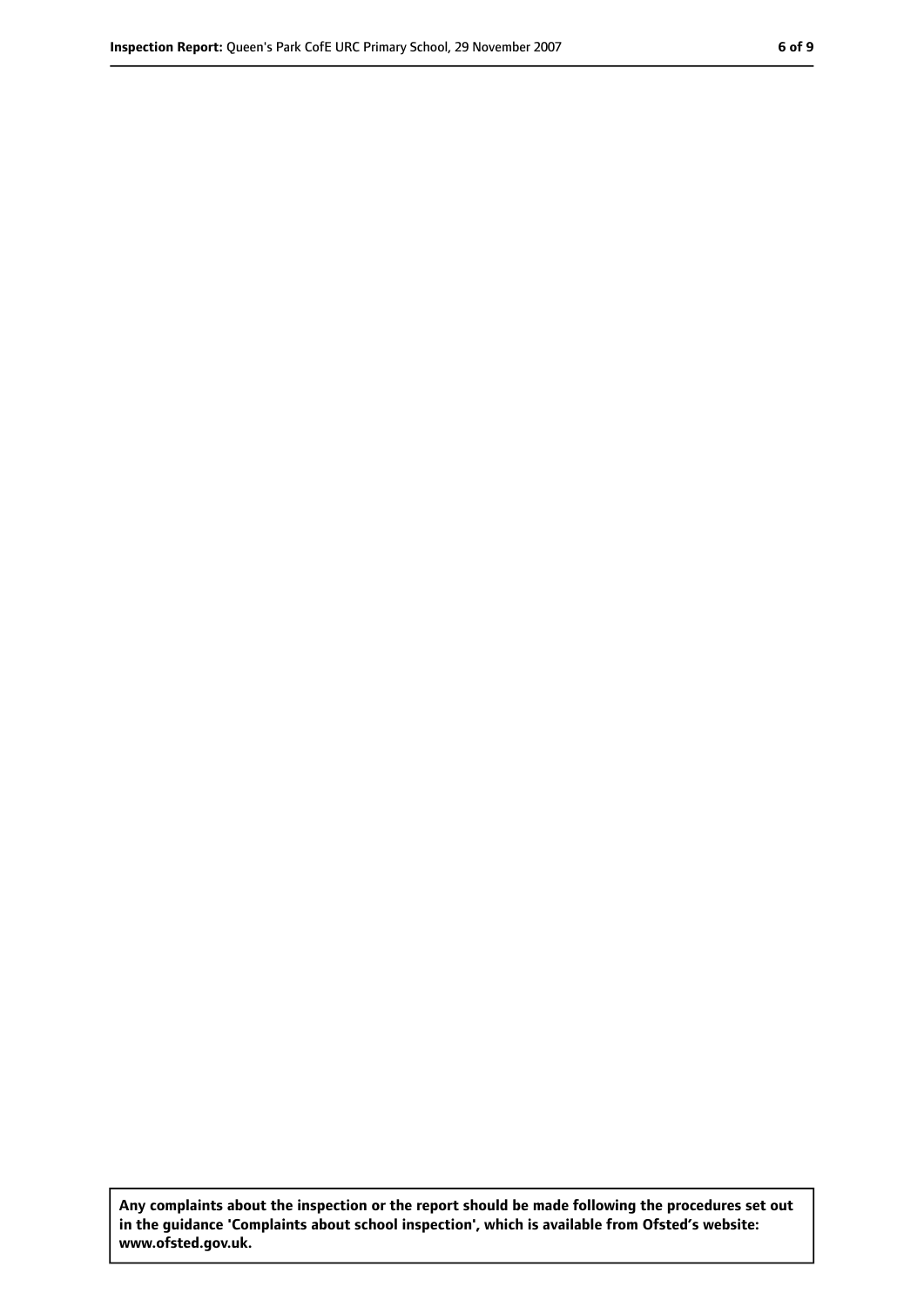**Any complaints about the inspection or the report should be made following the procedures set out in the guidance 'Complaints about school inspection', which is available from Ofsted's website: www.ofsted.gov.uk.**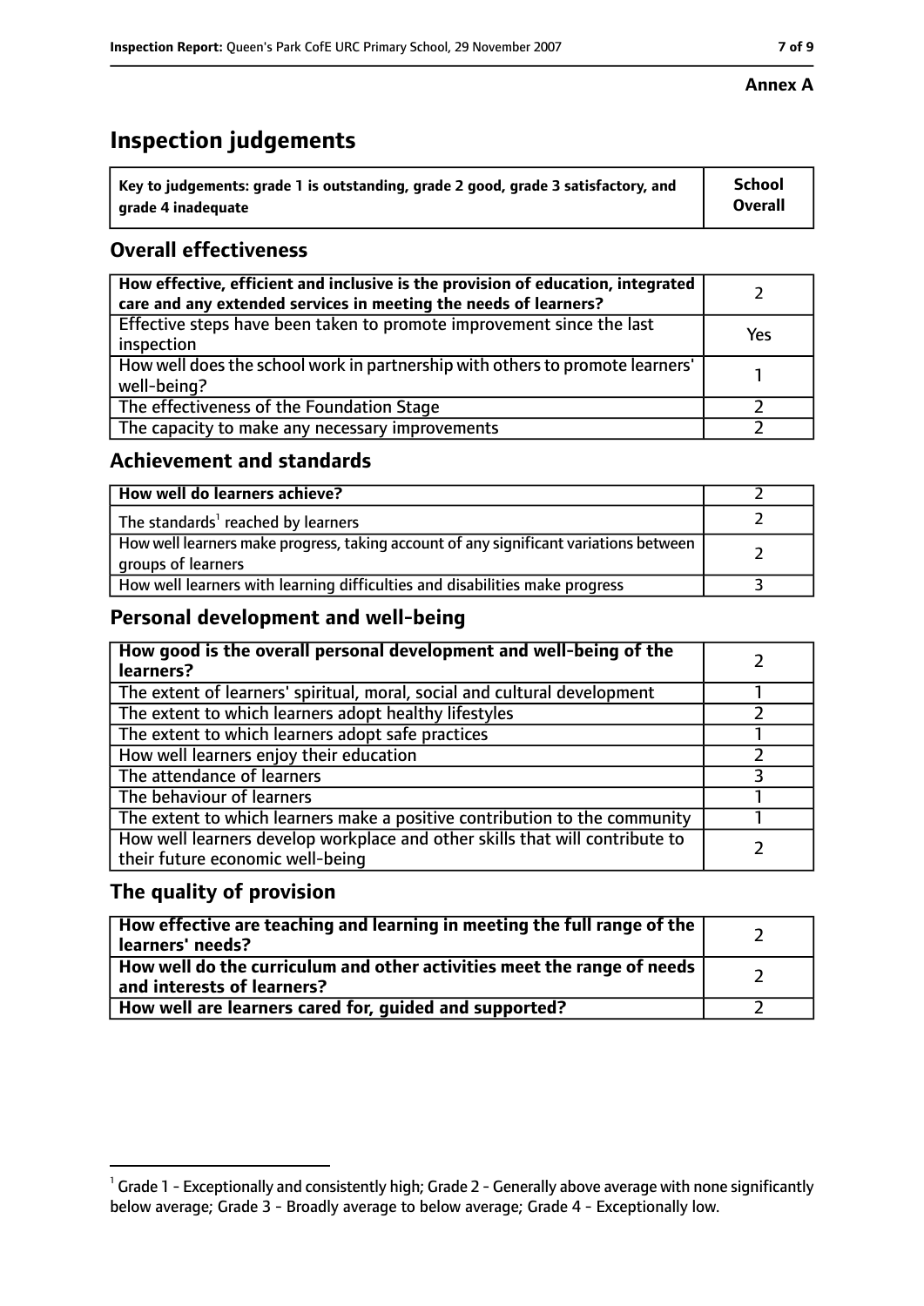**Annex A**

# Inspection judgements

| Key to judgements: grade 1 is outstanding, grade 2 good, grade 3 satisfactory, and grade 4 inadequate | School Overall |
|---|---|

## Overall effectiveness

| | |
|---|---|
| How effective, efficient and inclusive is the provision of education, integrated care and any extended services in meeting the needs of learners? | 2 |
| Effective steps have been taken to promote improvement since the last inspection | Yes |
| How well does the school work in partnership with others to promote learners' well-being? | 1 |
| The effectiveness of the Foundation Stage | 2 |
| The capacity to make any necessary improvements | 2 |

## Achievement and standards

| | |
|---|---|
| How well do learners achieve? | 2 |
| The standards[1] reached by learners | 2 |
| How well learners make progress, taking account of any significant variations between groups of learners | 2 |
| How well learners with learning difficulties and disabilities make progress | 3 |

## Personal development and well-being

| | |
|---|---|
| How good is the overall personal development and well-being of the learners? | 2 |
| The extent of learners' spiritual, moral, social and cultural development | 1 |
| The extent to which learners adopt healthy lifestyles | 2 |
| The extent to which learners adopt safe practices | 1 |
| How well learners enjoy their education | 2 |
| The attendance of learners | 3 |
| The behaviour of learners | 1 |
| The extent to which learners make a positive contribution to the community | 1 |
| How well learners develop workplace and other skills that will contribute to their future economic well-being | 2 |

## The quality of provision

| | |
|---|---|
| How effective are teaching and learning in meeting the full range of the learners' needs? | 2 |
| How well do the curriculum and other activities meet the range of needs and interests of learners? | 2 |
| How well are learners cared for, guided and supported? | 2 |

[1] Grade 1 - Exceptionally and consistently high; Grade 2 - Generally above average with none significantly below average; Grade 3 - Broadly average to below average; Grade 4 - Exceptionally low.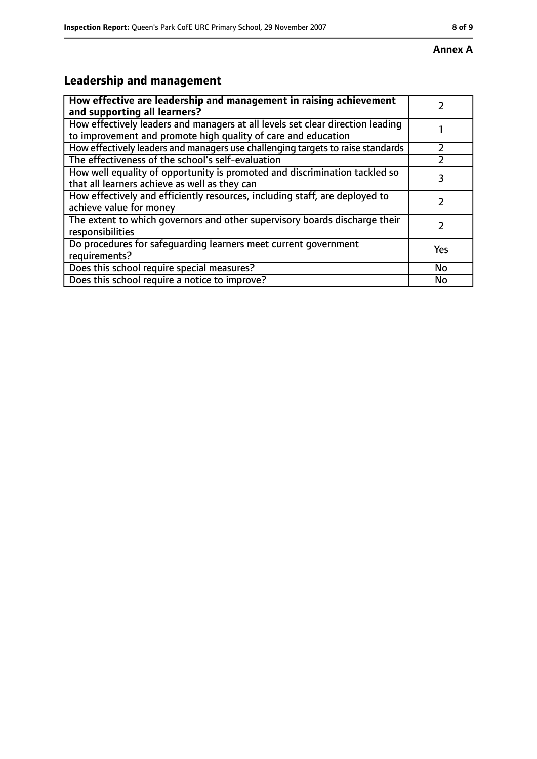**Annex A**

## Leadership and management

| **How effective are leadership and management in raising achievement and supporting all learners?** | 2 |
|---|---|
| How effectively leaders and managers at all levels set clear direction leading to improvement and promote high quality of care and education | 1 |
| How effectively leaders and managers use challenging targets to raise standards | 2 |
| The effectiveness of the school's self-evaluation | 2 |
| How well equality of opportunity is promoted and discrimination tackled so that all learners achieve as well as they can | 3 |
| How effectively and efficiently resources, including staff, are deployed to achieve value for money | 2 |
| The extent to which governors and other supervisory boards discharge their responsibilities | 2 |
| Do procedures for safeguarding learners meet current government requirements? | Yes |
| Does this school require special measures? | No |
| Does this school require a notice to improve? | No |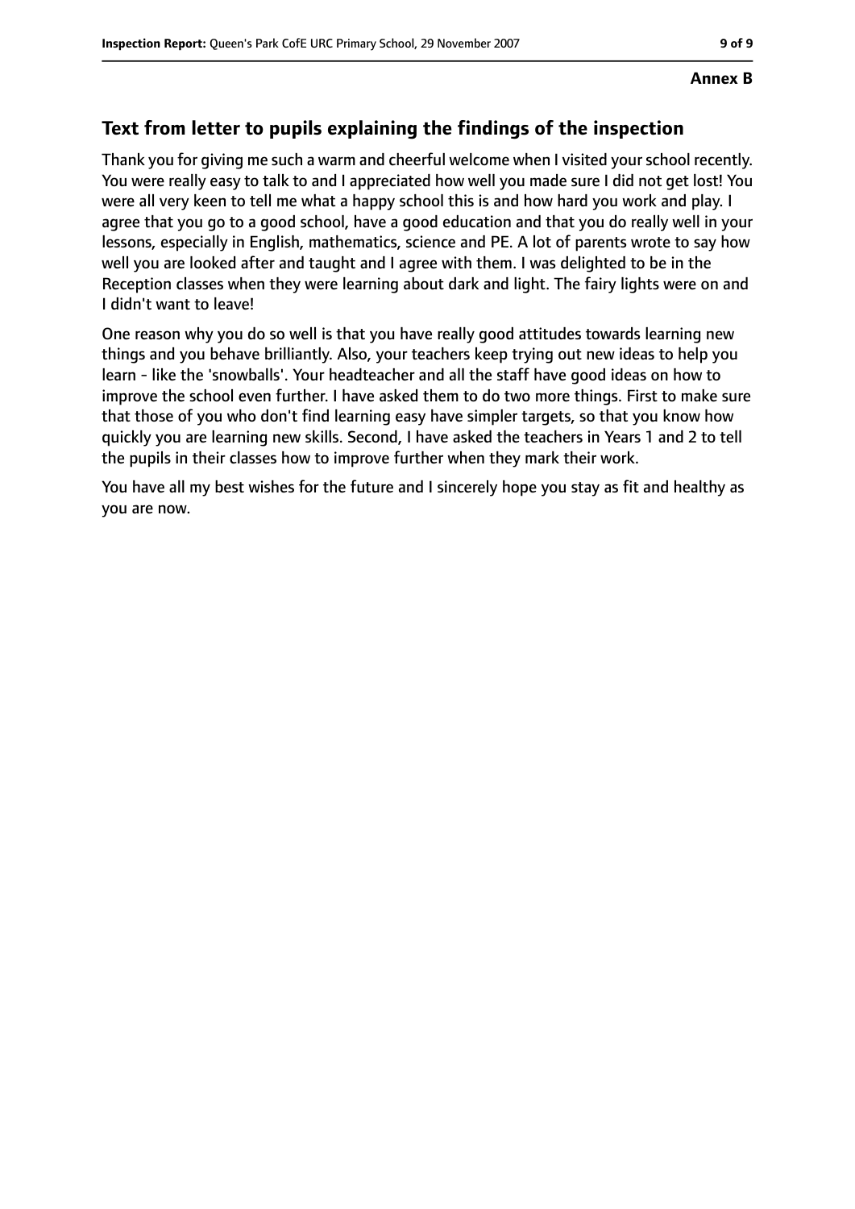**Annex B**

## Text from letter to pupils explaining the findings of the inspection

Thank you for giving me such a warm and cheerful welcome when I visited your school recently. You were really easy to talk to and I appreciated how well you made sure I did not get lost! You were all very keen to tell me what a happy school this is and how hard you work and play. I agree that you go to a good school, have a good education and that you do really well in your lessons, especially in English, mathematics, science and PE. A lot of parents wrote to say how well you are looked after and taught and I agree with them. I was delighted to be in the Reception classes when they were learning about dark and light. The fairy lights were on and I didn't want to leave!

One reason why you do so well is that you have really good attitudes towards learning new things and you behave brilliantly. Also, your teachers keep trying out new ideas to help you learn - like the 'snowballs'. Your headteacher and all the staff have good ideas on how to improve the school even further. I have asked them to do two more things. First to make sure that those of you who don't find learning easy have simpler targets, so that you know how quickly you are learning new skills. Second, I have asked the teachers in Years 1 and 2 to tell the pupils in their classes how to improve further when they mark their work.

You have all my best wishes for the future and I sincerely hope you stay as fit and healthy as you are now.